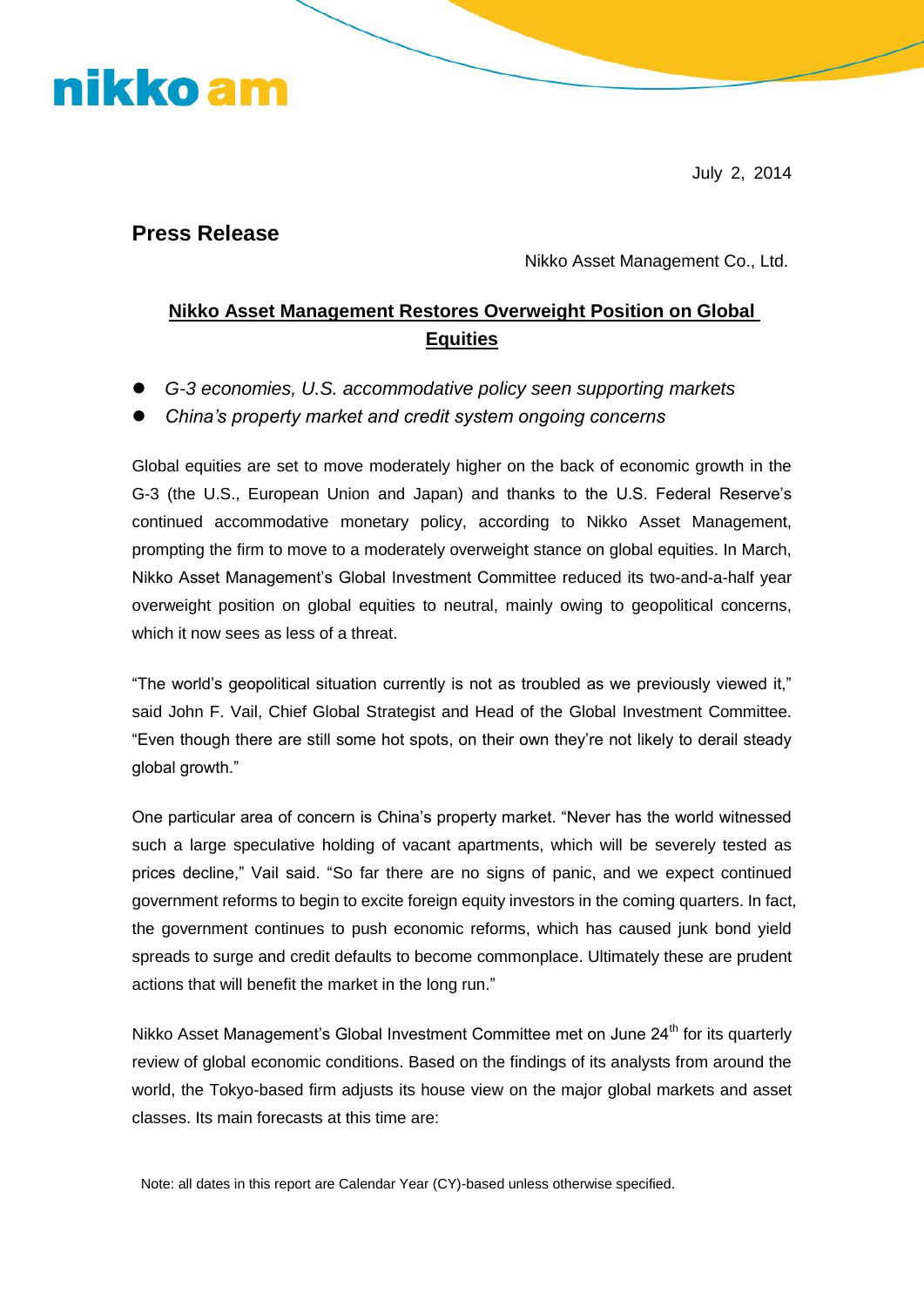July 2, 2014

## Press Release

Nikko Asset Management Co., Ltd.

# Nikko Asset Management Restores Overweight Position on Global Equities

- *G-3 economies, U.S. accommodative policy seen supporting markets*
- *China's property market and credit system ongoing concerns*

Global equities are set to move moderately higher on the back of economic growth in the G-3 (the U.S., European Union and Japan) and thanks to the U.S. Federal Reserve's continued accommodative monetary policy, according to Nikko Asset Management, prompting the firm to move to a moderately overweight stance on global equities. In March, Nikko Asset Management's Global Investment Committee reduced its two-and-a-half year overweight position on global equities to neutral, mainly owing to geopolitical concerns, which it now sees as less of a threat.

"The world's geopolitical situation currently is not as troubled as we previously viewed it," said John F. Vail, Chief Global Strategist and Head of the Global Investment Committee. "Even though there are still some hot spots, on their own they're not likely to derail steady global growth."

One particular area of concern is China's property market. "Never has the world witnessed such a large speculative holding of vacant apartments, which will be severely tested as prices decline," Vail said. "So far there are no signs of panic, and we expect continued government reforms to begin to excite foreign equity investors in the coming quarters. In fact, the government continues to push economic reforms, which has caused junk bond yield spreads to surge and credit defaults to become commonplace. Ultimately these are prudent actions that will benefit the market in the long run."

Nikko Asset Management's Global Investment Committee met on June 24th for its quarterly review of global economic conditions. Based on the findings of its analysts from around the world, the Tokyo-based firm adjusts its house view on the major global markets and asset classes. Its main forecasts at this time are:

Note: all dates in this report are Calendar Year (CY)-based unless otherwise specified.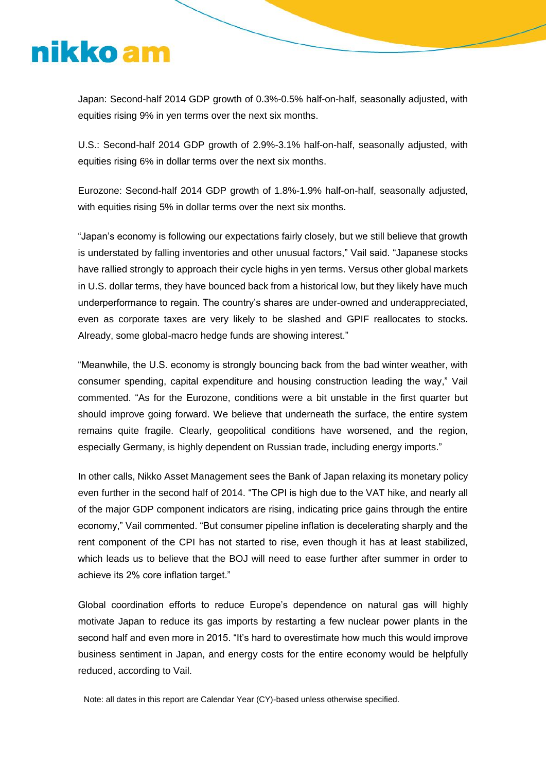Japan: Second-half 2014 GDP growth of 0.3%-0.5% half-on-half, seasonally adjusted, with equities rising 9% in yen terms over the next six months.

U.S.: Second-half 2014 GDP growth of 2.9%-3.1% half-on-half, seasonally adjusted, with equities rising 6% in dollar terms over the next six months.

Eurozone: Second-half 2014 GDP growth of 1.8%-1.9% half-on-half, seasonally adjusted, with equities rising 5% in dollar terms over the next six months.

"Japan's economy is following our expectations fairly closely, but we still believe that growth is understated by falling inventories and other unusual factors," Vail said. "Japanese stocks have rallied strongly to approach their cycle highs in yen terms. Versus other global markets in U.S. dollar terms, they have bounced back from a historical low, but they likely have much underperformance to regain. The country's shares are under-owned and underappreciated, even as corporate taxes are very likely to be slashed and GPIF reallocates to stocks. Already, some global-macro hedge funds are showing interest."

"Meanwhile, the U.S. economy is strongly bouncing back from the bad winter weather, with consumer spending, capital expenditure and housing construction leading the way," Vail commented. "As for the Eurozone, conditions were a bit unstable in the first quarter but should improve going forward. We believe that underneath the surface, the entire system remains quite fragile. Clearly, geopolitical conditions have worsened, and the region, especially Germany, is highly dependent on Russian trade, including energy imports."

In other calls, Nikko Asset Management sees the Bank of Japan relaxing its monetary policy even further in the second half of 2014. "The CPI is high due to the VAT hike, and nearly all of the major GDP component indicators are rising, indicating price gains through the entire economy," Vail commented. "But consumer pipeline inflation is decelerating sharply and the rent component of the CPI has not started to rise, even though it has at least stabilized, which leads us to believe that the BOJ will need to ease further after summer in order to achieve its 2% core inflation target."

Global coordination efforts to reduce Europe's dependence on natural gas will highly motivate Japan to reduce its gas imports by restarting a few nuclear power plants in the second half and even more in 2015. "It's hard to overestimate how much this would improve business sentiment in Japan, and energy costs for the entire economy would be helpfully reduced, according to Vail.

Note: all dates in this report are Calendar Year (CY)-based unless otherwise specified.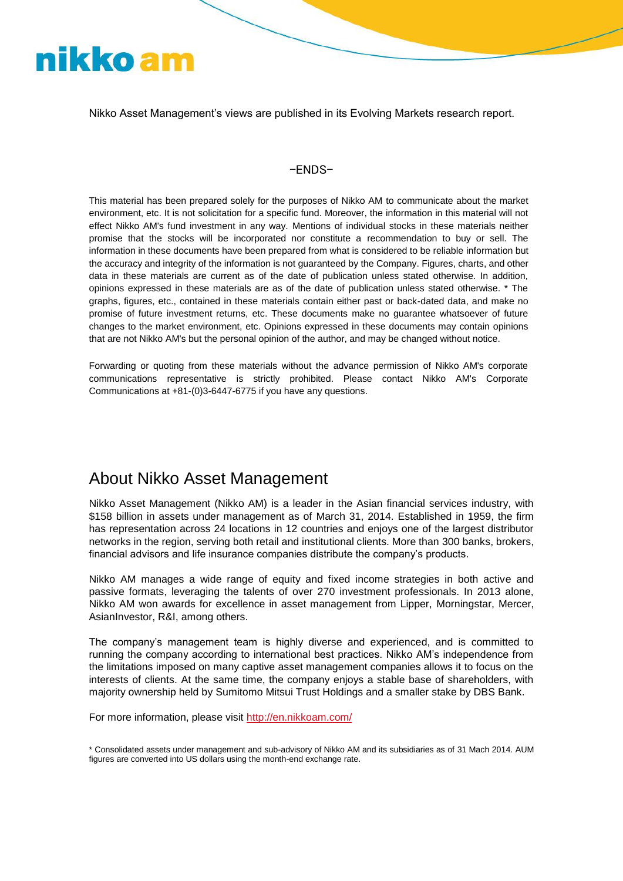Nikko Asset Management's views are published in its Evolving Markets research report.

–ENDS–

This material has been prepared solely for the purposes of Nikko AM to communicate about the market environment, etc. It is not solicitation for a specific fund. Moreover, the information in this material will not effect Nikko AM's fund investment in any way. Mentions of individual stocks in these materials neither promise that the stocks will be incorporated nor constitute a recommendation to buy or sell. The information in these documents have been prepared from what is considered to be reliable information but the accuracy and integrity of the information is not guaranteed by the Company. Figures, charts, and other data in these materials are current as of the date of publication unless stated otherwise. In addition, opinions expressed in these materials are as of the date of publication unless stated otherwise. * The graphs, figures, etc., contained in these materials contain either past or back-dated data, and make no promise of future investment returns, etc. These documents make no guarantee whatsoever of future changes to the market environment, etc. Opinions expressed in these documents may contain opinions that are not Nikko AM's but the personal opinion of the author, and may be changed without notice.

Forwarding or quoting from these materials without the advance permission of Nikko AM's corporate communications representative is strictly prohibited. Please contact Nikko AM's Corporate Communications at +81-(0)3-6447-6775 if you have any questions.

## About Nikko Asset Management

Nikko Asset Management (Nikko AM) is a leader in the Asian financial services industry, with $158 billion in assets under management as of March 31, 2014. Established in 1959, the firm has representation across 24 locations in 12 countries and enjoys one of the largest distributor networks in the region, serving both retail and institutional clients. More than 300 banks, brokers, financial advisors and life insurance companies distribute the company's products.

Nikko AM manages a wide range of equity and fixed income strategies in both active and passive formats, leveraging the talents of over 270 investment professionals. In 2013 alone, Nikko AM won awards for excellence in asset management from Lipper, Morningstar, Mercer, AsianInvestor, R&I, among others.

The company's management team is highly diverse and experienced, and is committed to running the company according to international best practices. Nikko AM's independence from the limitations imposed on many captive asset management companies allows it to focus on the interests of clients. At the same time, the company enjoys a stable base of shareholders, with majority ownership held by Sumitomo Mitsui Trust Holdings and a smaller stake by DBS Bank.

For more information, please visit [http://en.nikkoam.com/](http://en.nikkoam.com/)

* Consolidated assets under management and sub-advisory of Nikko AM and its subsidiaries as of 31 Mach 2014. AUM figures are converted into US dollars using the month-end exchange rate.